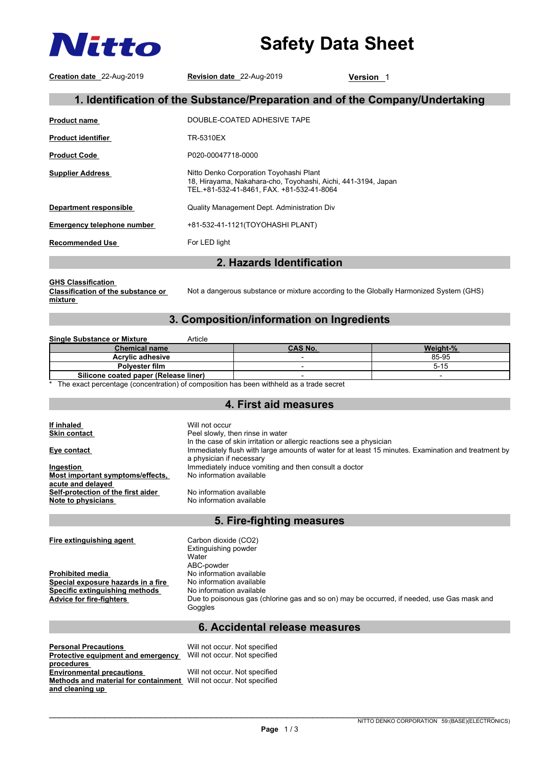Nitto

# Safety Data Sheet

**Creation date** 22-Aug-2019 **Revision date** 22-Aug-2019 **Version** 1

## 1. Identification of the Substance/Preparation and of the Company/Undertaking

**Product name** DOUBLE-COATED ADHESIVE TAPE

**Product identifier** TR-5310EX

**Product Code** P020-00047718-0000

**Supplier Address** Nitto Denko Corporation Toyohashi Plant
18, Hirayama, Nakahara-cho, Toyohashi, Aichi, 441-3194, Japan
TEL.+81-532-41-8461, FAX. +81-532-41-8064

**Department responsible** Quality Management Dept. Administration Div

**Emergency telephone number** +81-532-41-1121(TOYOHASHI PLANT)

**Recommended Use** For LED light

## 2. Hazards Identification

**GHS Classification**
**Classification of the substance or mixture** Not a dangerous substance or mixture according to the Globally Harmonized System (GHS)

## 3. Composition/information on Ingredients

**Single Substance or Mixture** Article

| Chemical name | CAS No. | Weight-% |
|---|---|---|
| Acrylic adhesive | - | 85-95 |
| Polyester film | - | 5-15 |
| Silicone coated paper (Release liner) | - | - |

\* The exact percentage (concentration) of composition has been withheld as a trade secret

## 4. First aid measures

**If inhaled** Will not occur
**Skin contact** Peel slowly, then rinse in water
In the case of skin irritation or allergic reactions see a physician
**Eye contact** Immediately flush with large amounts of water for at least 15 minutes. Examination and treatment by a physician if necessary
**Ingestion** Immediately induce vomiting and then consult a doctor
**Most important symptoms/effects, acute and delayed** No information available
**Self-protection of the first aider** No information available
**Note to physicians** No information available

## 5. Fire-fighting measures

**Fire extinguishing agent** Carbon dioxide ($CO_2$)
Extinguishing powder
Water
ABC-powder
**Prohibited media** No information available
**Special exposure hazards in a fire** No information available
**Specific extinguishing methods** No information available
**Advice for fire-fighters** Due to poisonous gas (chlorine gas and so on) may be occurred, if needed, use Gas mask and Goggles

## 6. Accidental release measures

**Personal Precautions** Will not occur. Not specified
**Protective equipment and emergency procedures** Will not occur. Not specified
**Environmental precautions** Will not occur. Not specified
**Methods and material for containment and cleaning up** Will not occur. Not specified

NITTO DENKO CORPORATION 59:(BASE)(ELECTRONICS)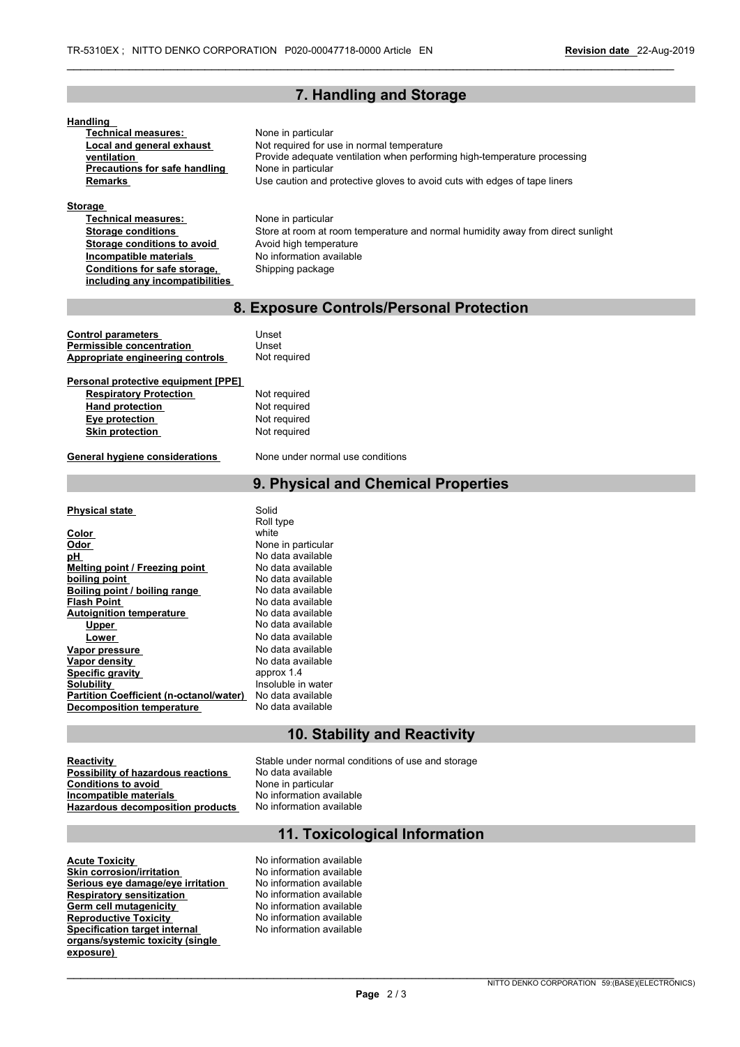## 7. Handling and Storage

**Handling**

| | |
|---|---|
| **Technical measures:** | None in particular |
| **Local and general exhaust ventilation** | Not required for use in normal temperature<br>Provide adequate ventilation when performing high-temperature processing |
| **Precautions for safe handling** | None in particular |
| **Remarks** | Use caution and protective gloves to avoid cuts with edges of tape liners |

**Storage**

| | |
|---|---|
| **Technical measures:** | None in particular |
| **Storage conditions** | Store at room at room temperature and normal humidity away from direct sunlight |
| **Storage conditions to avoid** | Avoid high temperature |
| **Incompatible materials** | No information available |
| **Conditions for safe storage, including any incompatibilities** | Shipping package |

## 8. Exposure Controls/Personal Protection

| | |
|---|---|
| **Control parameters** | Unset |
| **Permissible concentration** | Unset |
| **Appropriate engineering controls** | Not required |

**Personal protective equipment [PPE]**

| | |
|---|---|
| **Respiratory Protection** | Not required |
| **Hand protection** | Not required |
| **Eye protection** | Not required |
| **Skin protection** | Not required |

| | |
|---|---|
| **General hygiene considerations** | None under normal use conditions |

## 9. Physical and Chemical Properties

| | |
|---|---|
| **Physical state** | Solid<br>Roll type |
| **Color** | white |
| **Odor** | None in particular |
| **pH** | No data available |
| **Melting point / Freezing point** | No data available |
| **boiling point** | No data available |
| **Boiling point / boiling range** | No data available |
| **Flash Point** | No data available |
| **Autoignition temperature** | No data available |
| **Upper** | No data available |
| **Lower** | No data available |
| **Vapor pressure** | No data available |
| **Vapor density** | No data available |
| **Specific gravity** | approx 1.4 |
| **Solubility** | Insoluble in water |
| **Partition Coefficient (n-octanol/water)** | No data available |
| **Decomposition temperature** | No data available |

## 10. Stability and Reactivity

| | |
|---|---|
| **Reactivity** | Stable under normal conditions of use and storage |
| **Possibility of hazardous reactions** | No data available |
| **Conditions to avoid** | None in particular |
| **Incompatible materials** | No information available |
| **Hazardous decomposition products** | No information available |

## 11. Toxicological Information

| | |
|---|---|
| **Acute Toxicity** | No information available |
| **Skin corrosion/irritation** | No information available |
| **Serious eye damage/eye irritation** | No information available |
| **Respiratory sensitization** | No information available |
| **Germ cell mutagenicity** | No information available |
| **Reproductive Toxicity** | No information available |
| **Specification target internal organs/systemic toxicity (single exposure)** | No information available |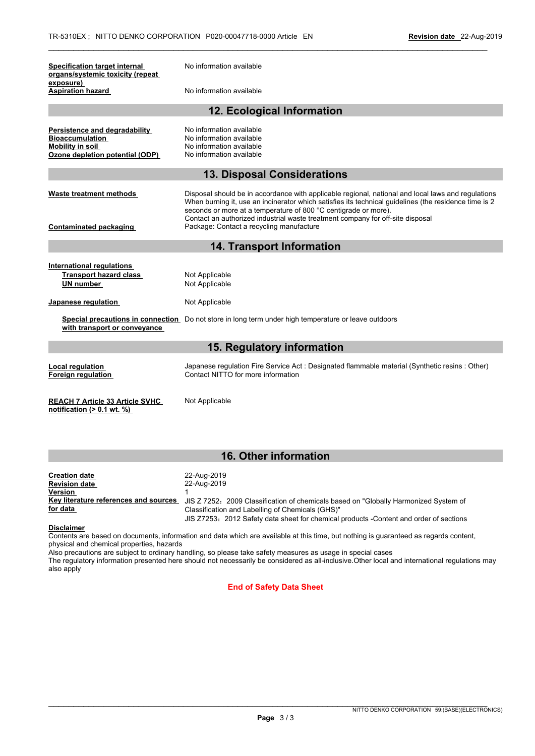**Specification target internal organs/systemic toxicity (repeat exposure)** No information available

**Aspiration hazard** No information available

## 12. Ecological Information

**Persistence and degradability** No information available

**Bioaccumulation** No information available

**Mobility in soil** No information available

**Ozone depletion potential (ODP)** No information available

## 13. Disposal Considerations

**Waste treatment methods** Disposal should be in accordance with applicable regional, national and local laws and regulations
When burning it, use an incinerator which satisfies its technical guidelines (the residence time is 2 seconds or more at a temperature of 800 °C centigrade or more).
Contact an authorized industrial waste treatment company for off-site disposal

**Contaminated packaging** Package: Contact a recycling manufacture

## 14. Transport Information

**International regulations**

**Transport hazard class** Not Applicable

**UN number** Not Applicable

**Japanese regulation** Not Applicable

**Special precautions in connection with transport or conveyance** Do not store in long term under high temperature or leave outdoors

## 15. Regulatory information

**Local regulation** Japanese regulation Fire Service Act : Designated flammable material (Synthetic resins : Other)

**Foreign regulation** Contact NITTO for more information

**REACH 7 Article 33 Article SVHC notification (> 0.1 wt. %)** Not Applicable

## 16. Other information

**Creation date** 22-Aug-2019

**Revision date** 22-Aug-2019

**Version** 1

**Key literature references and sources for data** JIS Z 7252：2009 Classification of chemicals based on "Globally Harmonized System of Classification and Labelling of Chemicals (GHS)"
JIS Z7253：2012 Safety data sheet for chemical products -Content and order of sections

**Disclaimer**

Contents are based on documents, information and data which are available at this time, but nothing is guaranteed as regards content, physical and chemical properties, hazards
Also precautions are subject to ordinary handling, so please take safety measures as usage in special cases
The regulatory information presented here should not necessarily be considered as all-inclusive.Other local and international regulations may also apply

**End of Safety Data Sheet**